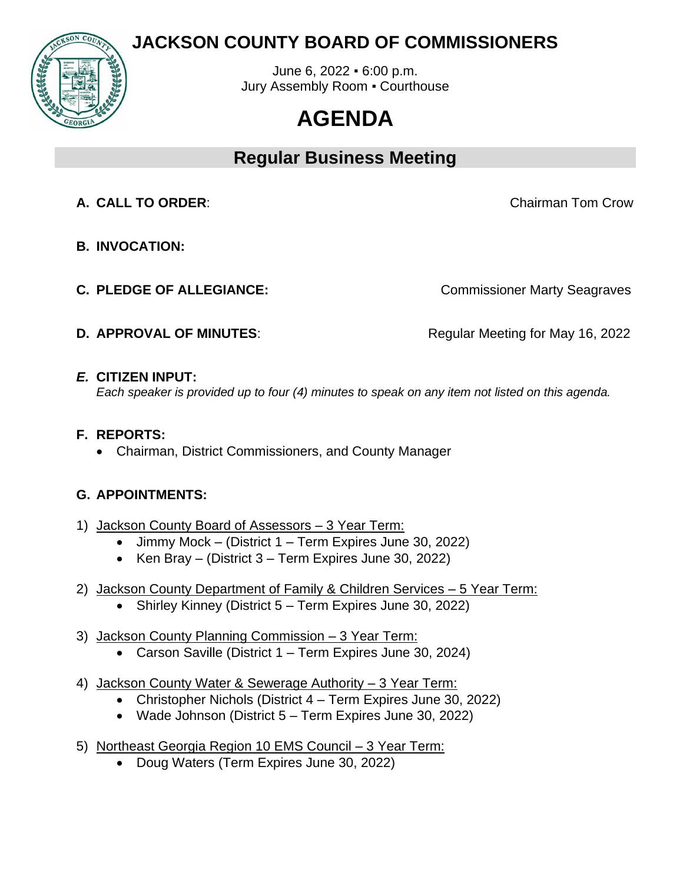# JACKSON COUNTY BOARD OF COMMISSIONERS

June 6, 2022 ▪ 6:00 p.m.
Jury Assembly Room ▪ Courthouse

# AGENDA

## Regular Business Meeting

**A. CALL TO ORDER**: Chairman Tom Crow

**B. INVOCATION:**

**C. PLEDGE OF ALLEGIANCE:** Commissioner Marty Seagraves

**D. APPROVAL OF MINUTES**: Regular Meeting for May 16, 2022

***E.*** **CITIZEN INPUT:**
*Each speaker is provided up to four (4) minutes to speak on any item not listed on this agenda.*

**F. REPORTS:**

- Chairman, District Commissioners, and County Manager

**G. APPOINTMENTS:**

1) Jackson County Board of Assessors – 3 Year Term:
   - Jimmy Mock – (District 1 – Term Expires June 30, 2022)
   - Ken Bray – (District 3 – Term Expires June 30, 2022)

2) Jackson County Department of Family & Children Services – 5 Year Term:
   - Shirley Kinney (District 5 – Term Expires June 30, 2022)

3) Jackson County Planning Commission – 3 Year Term:
   - Carson Saville (District 1 – Term Expires June 30, 2024)

4) Jackson County Water & Sewerage Authority – 3 Year Term:
   - Christopher Nichols (District 4 – Term Expires June 30, 2022)
   - Wade Johnson (District 5 – Term Expires June 30, 2022)

5) Northeast Georgia Region 10 EMS Council – 3 Year Term:
   - Doug Waters (Term Expires June 30, 2022)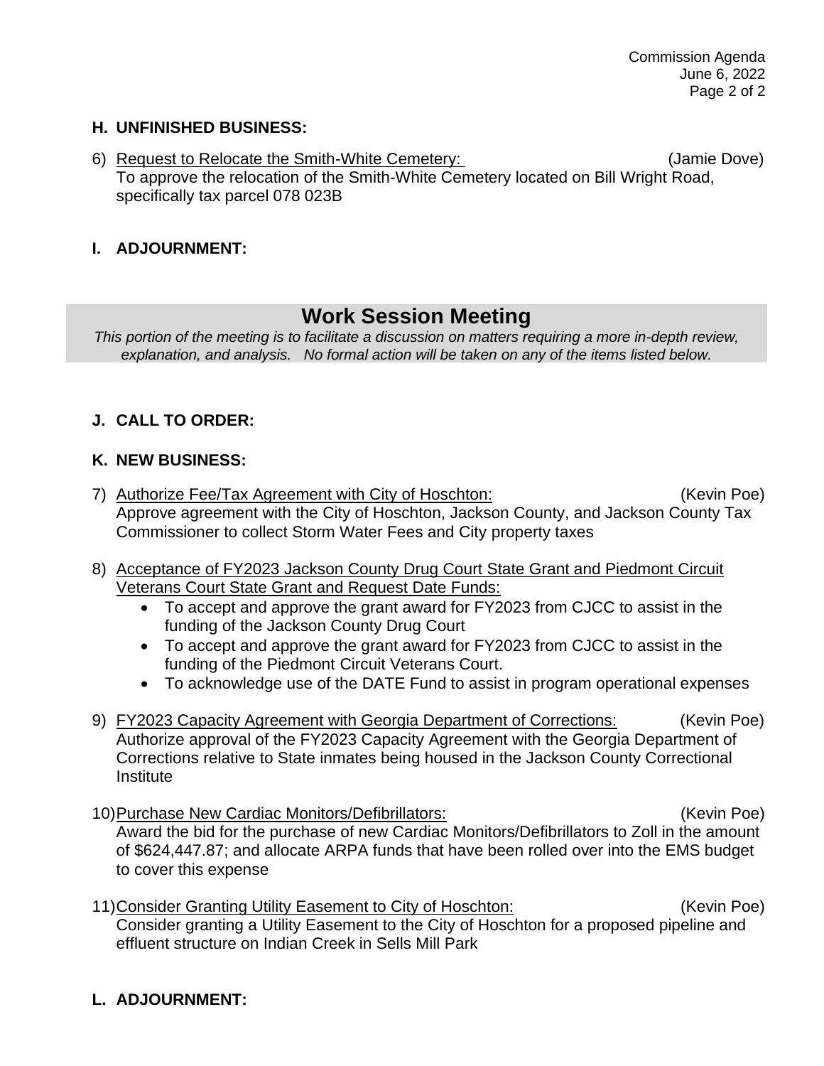## H. UNFINISHED BUSINESS:

6) Request to Relocate the Smith-White Cemetery: (Jamie Dove)
   To approve the relocation of the Smith-White Cemetery located on Bill Wright Road, specifically tax parcel 078 023B

## I. ADJOURNMENT:

# Work Session Meeting

*This portion of the meeting is to facilitate a discussion on matters requiring a more in-depth review, explanation, and analysis. No formal action will be taken on any of the items listed below.*

## J. CALL TO ORDER:

## K. NEW BUSINESS:

7) Authorize Fee/Tax Agreement with City of Hoschton: (Kevin Poe)
   Approve agreement with the City of Hoschton, Jackson County, and Jackson County Tax Commissioner to collect Storm Water Fees and City property taxes

8) Acceptance of FY2023 Jackson County Drug Court State Grant and Piedmont Circuit Veterans Court State Grant and Request Date Funds:
   - To accept and approve the grant award for FY2023 from CJCC to assist in the funding of the Jackson County Drug Court
   - To accept and approve the grant award for FY2023 from CJCC to assist in the funding of the Piedmont Circuit Veterans Court.
   - To acknowledge use of the DATE Fund to assist in program operational expenses

9) FY2023 Capacity Agreement with Georgia Department of Corrections: (Kevin Poe)
   Authorize approval of the FY2023 Capacity Agreement with the Georgia Department of Corrections relative to State inmates being housed in the Jackson County Correctional Institute

10) Purchase New Cardiac Monitors/Defibrillators: (Kevin Poe)
    Award the bid for the purchase of new Cardiac Monitors/Defibrillators to Zoll in the amount of $624,447.87; and allocate ARPA funds that have been rolled over into the EMS budget to cover this expense

11) Consider Granting Utility Easement to City of Hoschton: (Kevin Poe)
    Consider granting a Utility Easement to the City of Hoschton for a proposed pipeline and effluent structure on Indian Creek in Sells Mill Park

## L. ADJOURNMENT: